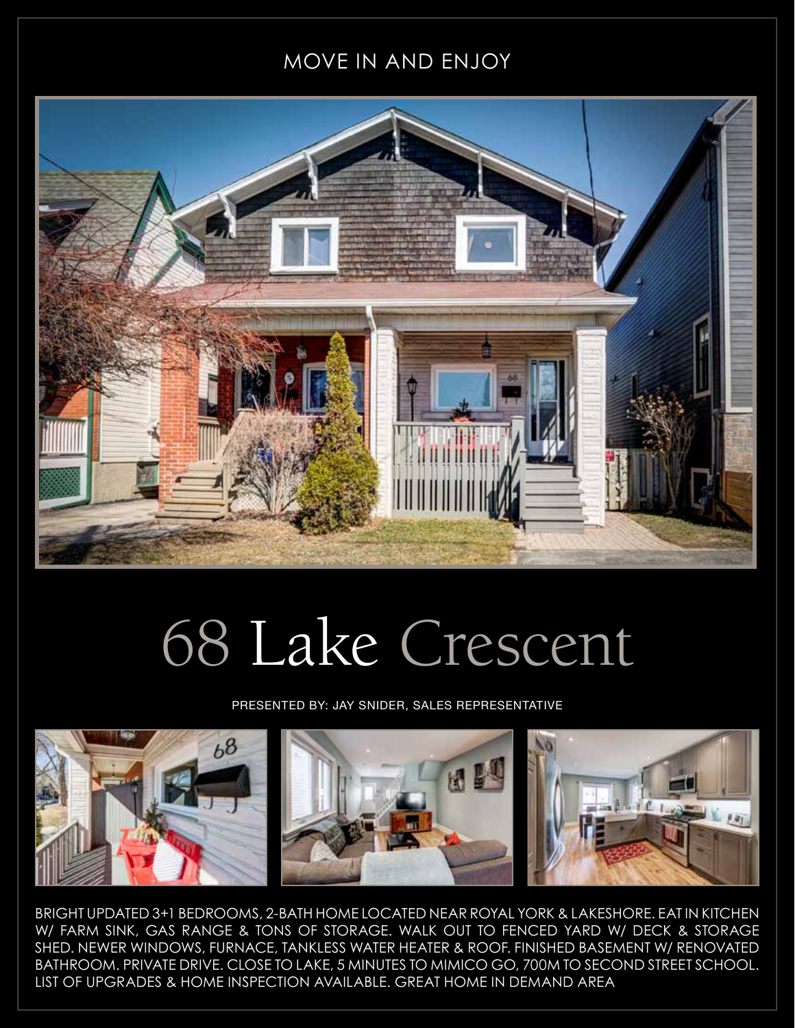MOVE IN AND ENJOY

# 68 Lake Crescent

PRESENTED BY: JAY SNIDER, SALES REPRESENTATIVE

BRIGHT UPDATED 3+1 BEDROOMS, 2-BATH HOME LOCATED NEAR ROYAL YORK & LAKESHORE. EAT IN KITCHEN W/ FARM SINK, GAS RANGE & TONS OF STORAGE. WALK OUT TO FENCED YARD W/ DECK & STORAGE SHED. NEWER WINDOWS, FURNACE, TANKLESS WATER HEATER & ROOF. FINISHED BASEMENT W/ RENOVATED BATHROOM. PRIVATE DRIVE. CLOSE TO LAKE, 5 MINUTES TO MIMICO GO, 700M TO SECOND STREET SCHOOL. LIST OF UPGRADES & HOME INSPECTION AVAILABLE. GREAT HOME IN DEMAND AREA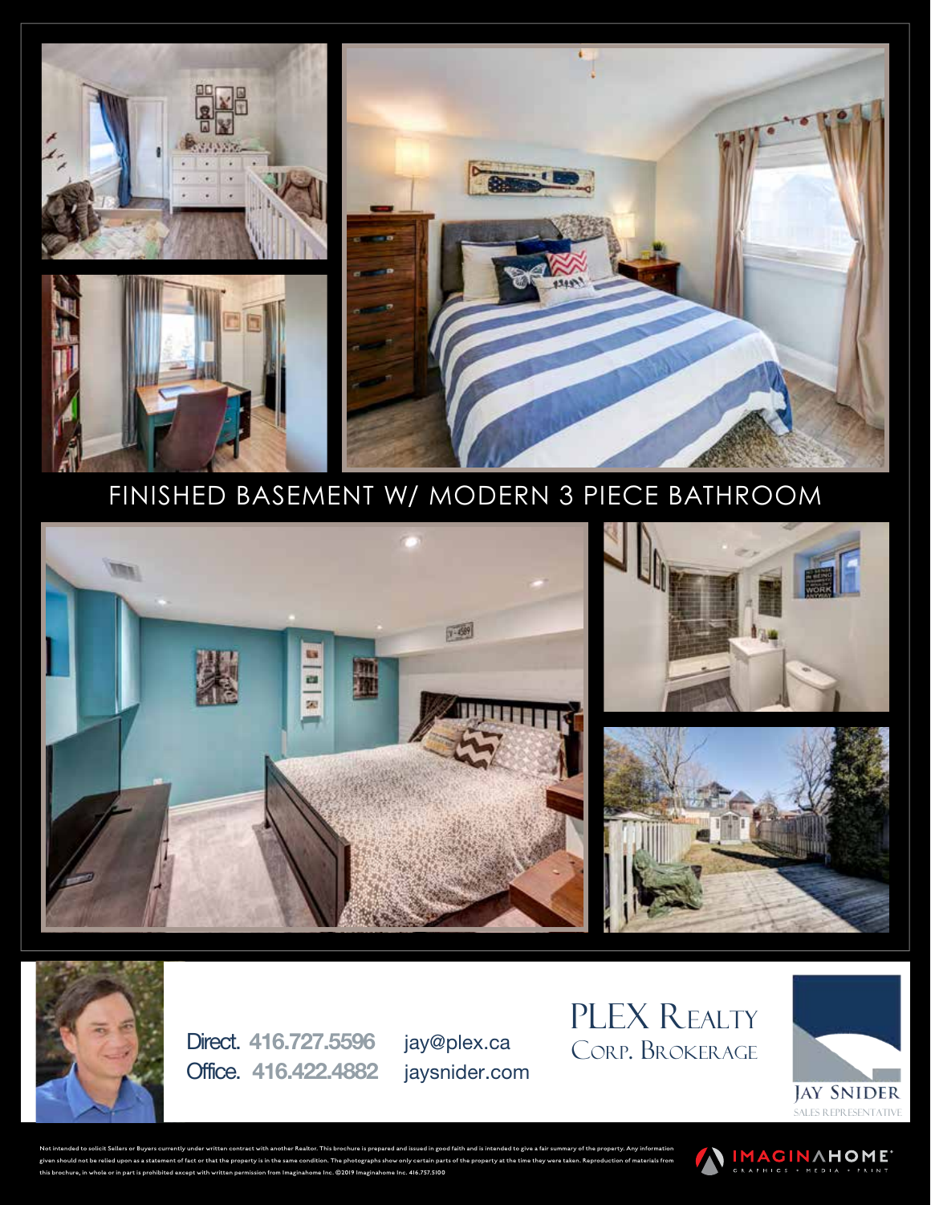## FINISHED BASEMENT W/ MODERN 3 PIECE BATHROOM

Direct. 416.727.5596
Office. 416.422.4882

jay@plex.ca
jaysnider.com

PLEX REALTY
CORP. BROKERAGE

JAY SNIDER
SALES REPRESENTATIVE

Not intended to solicit Sellers or Buyers currently under written contract with another Realtor. This brochure is prepared and issued in good faith and is intended to give a fair summary of the property. Any information given should not be relied upon as a statement of fact or that the property is in the same condition. The photographs show only certain parts of the property at the time they were taken. Reproduction of materials from this brochure, in whole or in part is prohibited except with written permission from Imaginahome Inc. ©2019 Imaginahome Inc. 416.757.5100

IMAGINAHOME
GRAPHICS • MEDIA • PRINT